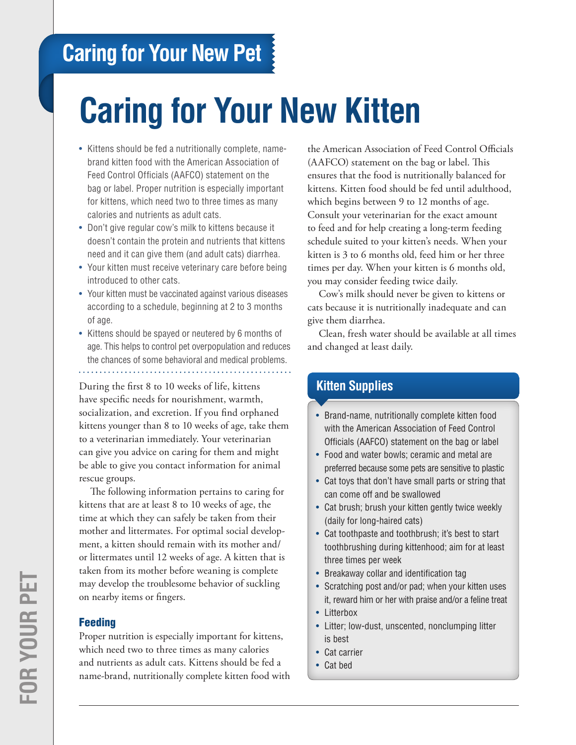# Caring for Your New Pet

# Caring for Your New Kitten

- Kittens should be fed a nutritionally complete, name-brand kitten food with the American Association of Feed Control Officials (AAFCO) statement on the bag or label. Proper nutrition is especially important for kittens, which need two to three times as many calories and nutrients as adult cats.
- Don't give regular cow's milk to kittens because it doesn't contain the protein and nutrients that kittens need and it can give them (and adult cats) diarrhea.
- Your kitten must receive veterinary care before being introduced to other cats.
- Your kitten must be vaccinated against various diseases according to a schedule, beginning at 2 to 3 months of age.
- Kittens should be spayed or neutered by 6 months of age. This helps to control pet overpopulation and reduces the chances of some behavioral and medical problems.

During the first 8 to 10 weeks of life, kittens have specific needs for nourishment, warmth, socialization, and excretion. If you find orphaned kittens younger than 8 to 10 weeks of age, take them to a veterinarian immediately. Your veterinarian can give you advice on caring for them and might be able to give you contact information for animal rescue groups.

The following information pertains to caring for kittens that are at least 8 to 10 weeks of age, the time at which they can safely be taken from their mother and littermates. For optimal social development, a kitten should remain with its mother and/or littermates until 12 weeks of age. A kitten that is taken from its mother before weaning is complete may develop the troublesome behavior of suckling on nearby items or fingers.

### Feeding

Proper nutrition is especially important for kittens, which need two to three times as many calories and nutrients as adult cats. Kittens should be fed a name-brand, nutritionally complete kitten food with the American Association of Feed Control Officials (AAFCO) statement on the bag or label. This ensures that the food is nutritionally balanced for kittens. Kitten food should be fed until adulthood, which begins between 9 to 12 months of age. Consult your veterinarian for the exact amount to feed and for help creating a long-term feeding schedule suited to your kitten's needs. When your kitten is 3 to 6 months old, feed him or her three times per day. When your kitten is 6 months old, you may consider feeding twice daily.

Cow's milk should never be given to kittens or cats because it is nutritionally inadequate and can give them diarrhea.

Clean, fresh water should be available at all times and changed at least daily.

## Kitten Supplies

- Brand-name, nutritionally complete kitten food with the American Association of Feed Control Officials (AAFCO) statement on the bag or label
- Food and water bowls; ceramic and metal are preferred because some pets are sensitive to plastic
- Cat toys that don't have small parts or string that can come off and be swallowed
- Cat brush; brush your kitten gently twice weekly (daily for long-haired cats)
- Cat toothpaste and toothbrush; it's best to start toothbrushing during kittenhood; aim for at least three times per week
- Breakaway collar and identification tag
- Scratching post and/or pad; when your kitten uses it, reward him or her with praise and/or a feline treat
- Litterbox
- Litter; low-dust, unscented, nonclumping litter is best
- Cat carrier
- Cat bed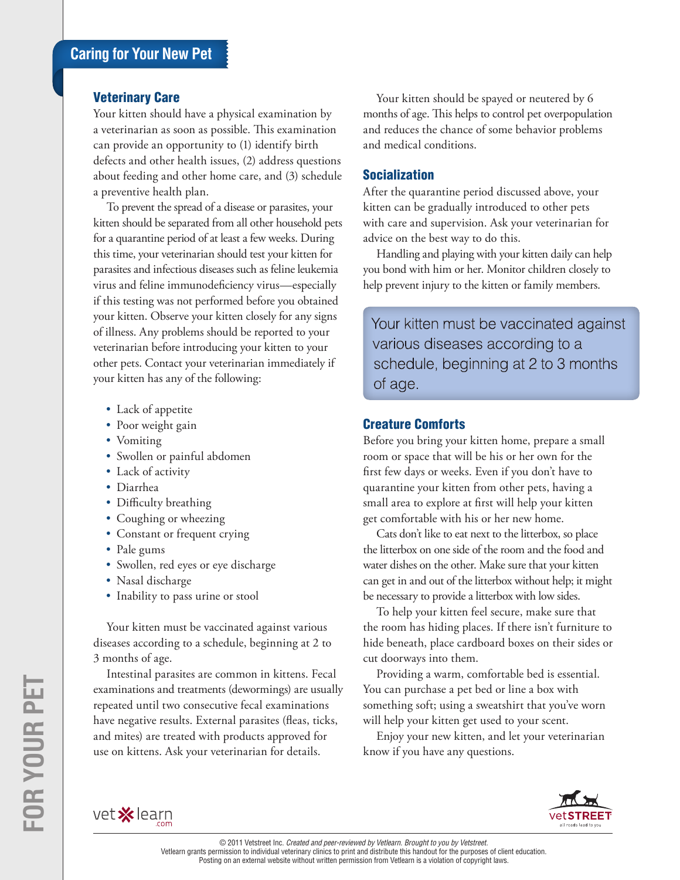## Caring for Your New Pet

### Veterinary Care

Your kitten should have a physical examination by a veterinarian as soon as possible. This examination can provide an opportunity to (1) identify birth defects and other health issues, (2) address questions about feeding and other home care, and (3) schedule a preventive health plan.

To prevent the spread of a disease or parasites, your kitten should be separated from all other household pets for a quarantine period of at least a few weeks. During this time, your veterinarian should test your kitten for parasites and infectious diseases such as feline leukemia virus and feline immunodeficiency virus—especially if this testing was not performed before you obtained your kitten. Observe your kitten closely for any signs of illness. Any problems should be reported to your veterinarian before introducing your kitten to your other pets. Contact your veterinarian immediately if your kitten has any of the following:

- Lack of appetite
- Poor weight gain
- Vomiting
- Swollen or painful abdomen
- Lack of activity
- Diarrhea
- Difficulty breathing
- Coughing or wheezing
- Constant or frequent crying
- Pale gums
- Swollen, red eyes or eye discharge
- Nasal discharge
- Inability to pass urine or stool

Your kitten must be vaccinated against various diseases according to a schedule, beginning at 2 to 3 months of age.

Intestinal parasites are common in kittens. Fecal examinations and treatments (dewormings) are usually repeated until two consecutive fecal examinations have negative results. External parasites (fleas, ticks, and mites) are treated with products approved for use on kittens. Ask your veterinarian for details.

Your kitten should be spayed or neutered by 6 months of age. This helps to control pet overpopulation and reduces the chance of some behavior problems and medical conditions.

### Socialization

After the quarantine period discussed above, your kitten can be gradually introduced to other pets with care and supervision. Ask your veterinarian for advice on the best way to do this.

Handling and playing with your kitten daily can help you bond with him or her. Monitor children closely to help prevent injury to the kitten or family members.

> Your kitten must be vaccinated against various diseases according to a schedule, beginning at 2 to 3 months of age.

### Creature Comforts

Before you bring your kitten home, prepare a small room or space that will be his or her own for the first few days or weeks. Even if you don't have to quarantine your kitten from other pets, having a small area to explore at first will help your kitten get comfortable with his or her new home.

Cats don't like to eat next to the litterbox, so place the litterbox on one side of the room and the food and water dishes on the other. Make sure that your kitten can get in and out of the litterbox without help; it might be necessary to provide a litterbox with low sides.

To help your kitten feel secure, make sure that the room has hiding places. If there isn't furniture to hide beneath, place cardboard boxes on their sides or cut doorways into them.

Providing a warm, comfortable bed is essential. You can purchase a pet bed or line a box with something soft; using a sweatshirt that you've worn will help your kitten get used to your scent.

Enjoy your new kitten, and let your veterinarian know if you have any questions.

FOR YOUR PET

vetlearn.com

vetSTREET all roads lead to you

© 2011 Vetstreet Inc. *Created and peer-reviewed by Vetlearn. Brought to you by Vetstreet.*
Vetlearn grants permission to individual veterinary clinics to print and distribute this handout for the purposes of client education.
Posting on an external website without written permission from Vetlearn is a violation of copyright laws.